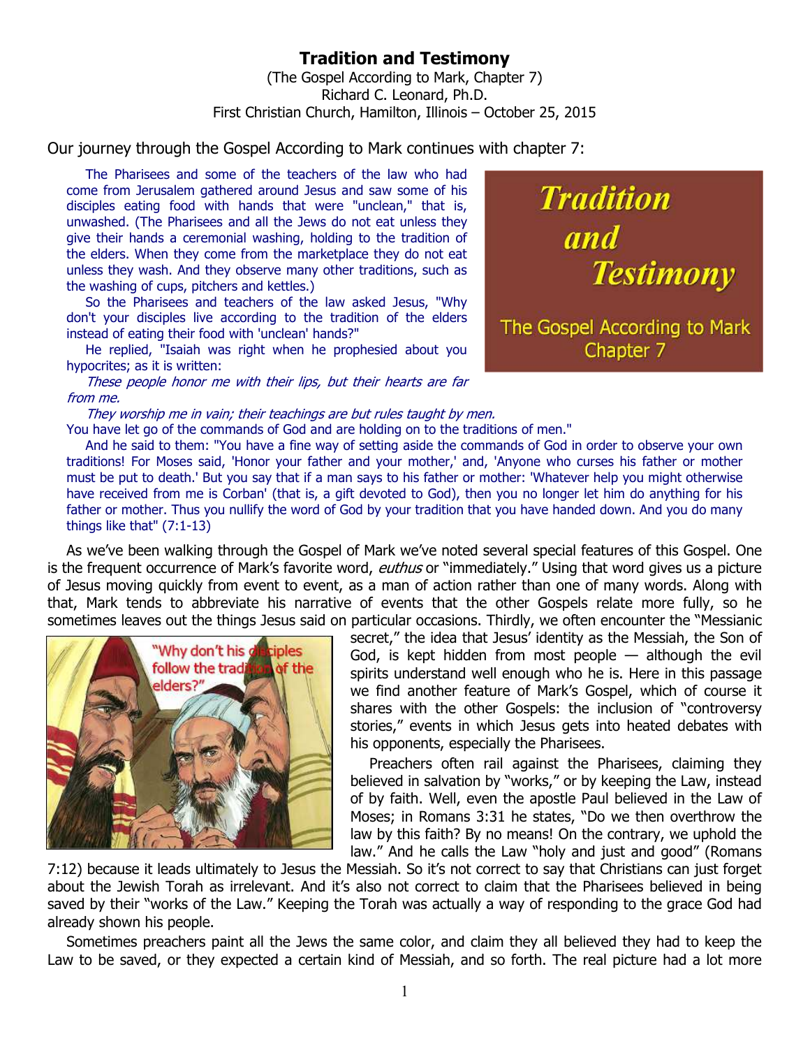# Tradition and Testimony

(The Gospel According to Mark, Chapter 7)
Richard C. Leonard, Ph.D.
First Christian Church, Hamilton, Illinois – October 25, 2015

Our journey through the Gospel According to Mark continues with chapter 7:

> The Pharisees and some of the teachers of the law who had come from Jerusalem gathered around Jesus and saw some of his disciples eating food with hands that were "unclean," that is, unwashed. (The Pharisees and all the Jews do not eat unless they give their hands a ceremonial washing, holding to the tradition of the elders. When they come from the marketplace they do not eat unless they wash. And they observe many other traditions, such as the washing of cups, pitchers and kettles.)
>
> So the Pharisees and teachers of the law asked Jesus, "Why don't your disciples live according to the tradition of the elders instead of eating their food with 'unclean' hands?"
>
> He replied, "Isaiah was right when he prophesied about you hypocrites; as it is written:
>
> *These people honor me with their lips, but their hearts are far from me.*
>
> *They worship me in vain; their teachings are but rules taught by men.*
>
> You have let go of the commands of God and are holding on to the traditions of men."
>
> And he said to them: "You have a fine way of setting aside the commands of God in order to observe your own traditions! For Moses said, 'Honor your father and your mother,' and, 'Anyone who curses his father or mother must be put to death.' But you say that if a man says to his father or mother: 'Whatever help you might otherwise have received from me is Corban' (that is, a gift devoted to God), then you no longer let him do anything for his father or mother. Thus you nullify the word of God by your tradition that you have handed down. And you do many things like that" (7:1-13)

As we've been walking through the Gospel of Mark we've noted several special features of this Gospel. One is the frequent occurrence of Mark's favorite word, *euthus* or "immediately." Using that word gives us a picture of Jesus moving quickly from event to event, as a man of action rather than one of many words. Along with that, Mark tends to abbreviate his narrative of events that the other Gospels relate more fully, so he sometimes leaves out the things Jesus said on particular occasions. Thirdly, we often encounter the "Messianic secret," the idea that Jesus' identity as the Messiah, the Son of God, is kept hidden from most people — although the evil spirits understand well enough who he is. Here in this passage we find another feature of Mark's Gospel, which of course it shares with the other Gospels: the inclusion of "controversy stories," events in which Jesus gets into heated debates with his opponents, especially the Pharisees.

Preachers often rail against the Pharisees, claiming they believed in salvation by "works," or by keeping the Law, instead of by faith. Well, even the apostle Paul believed in the Law of Moses; in Romans 3:31 he states, "Do we then overthrow the law by this faith? By no means! On the contrary, we uphold the law." And he calls the Law "holy and just and good" (Romans 7:12) because it leads ultimately to Jesus the Messiah. So it's not correct to say that Christians can just forget about the Jewish Torah as irrelevant. And it's also not correct to claim that the Pharisees believed in being saved by their "works of the Law." Keeping the Torah was actually a way of responding to the grace God had already shown his people.

Sometimes preachers paint all the Jews the same color, and claim they all believed they had to keep the Law to be saved, or they expected a certain kind of Messiah, and so forth. The real picture had a lot more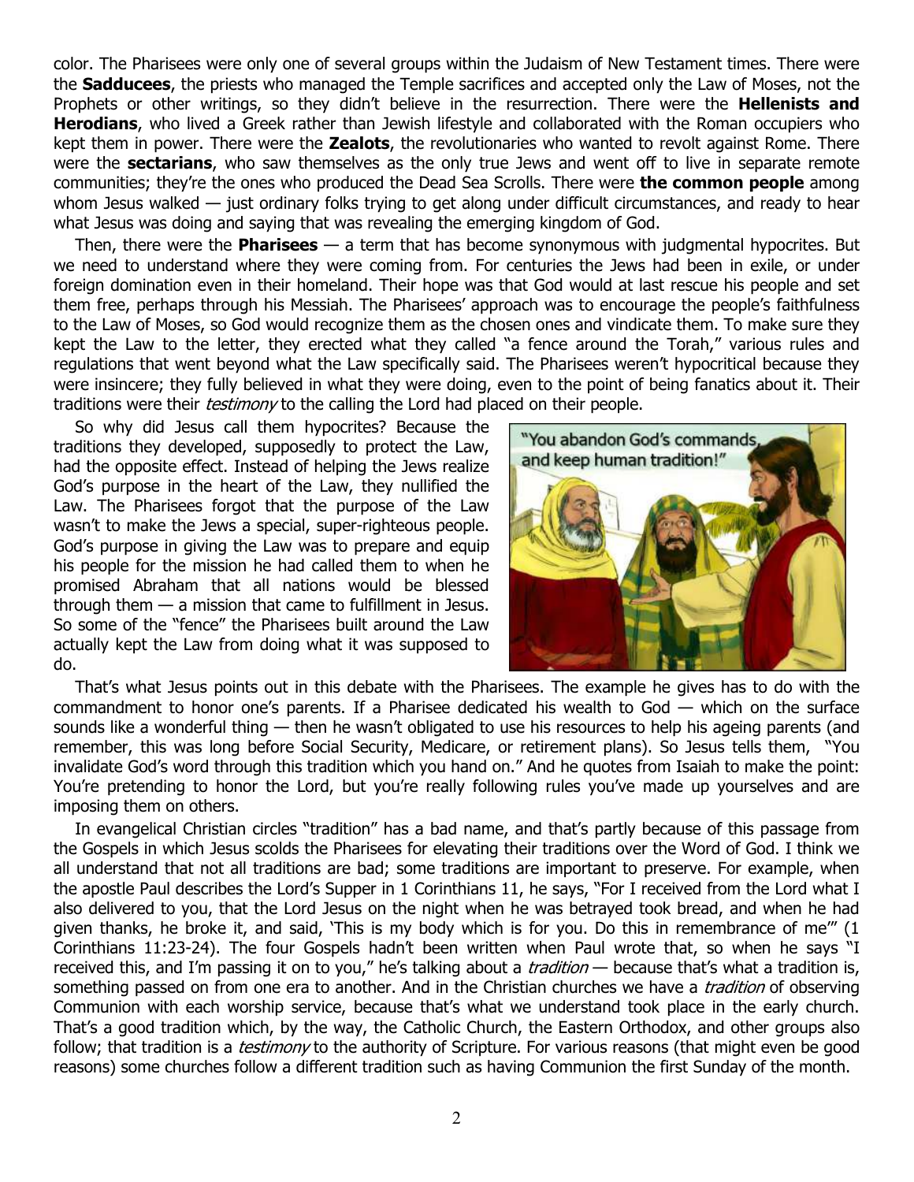color. The Pharisees were only one of several groups within the Judaism of New Testament times. There were the **Sadducees**, the priests who managed the Temple sacrifices and accepted only the Law of Moses, not the Prophets or other writings, so they didn't believe in the resurrection. There were the **Hellenists and Herodians**, who lived a Greek rather than Jewish lifestyle and collaborated with the Roman occupiers who kept them in power. There were the **Zealots**, the revolutionaries who wanted to revolt against Rome. There were the **sectarians**, who saw themselves as the only true Jews and went off to live in separate remote communities; they're the ones who produced the Dead Sea Scrolls. There were **the common people** among whom Jesus walked — just ordinary folks trying to get along under difficult circumstances, and ready to hear what Jesus was doing and saying that was revealing the emerging kingdom of God.

Then, there were the **Pharisees** — a term that has become synonymous with judgmental hypocrites. But we need to understand where they were coming from. For centuries the Jews had been in exile, or under foreign domination even in their homeland. Their hope was that God would at last rescue his people and set them free, perhaps through his Messiah. The Pharisees' approach was to encourage the people's faithfulness to the Law of Moses, so God would recognize them as the chosen ones and vindicate them. To make sure they kept the Law to the letter, they erected what they called "a fence around the Torah," various rules and regulations that went beyond what the Law specifically said. The Pharisees weren't hypocritical because they were insincere; they fully believed in what they were doing, even to the point of being fanatics about it. Their traditions were their *testimony* to the calling the Lord had placed on their people.

So why did Jesus call them hypocrites? Because the traditions they developed, supposedly to protect the Law, had the opposite effect. Instead of helping the Jews realize God's purpose in the heart of the Law, they nullified the Law. The Pharisees forgot that the purpose of the Law wasn't to make the Jews a special, super-righteous people. God's purpose in giving the Law was to prepare and equip his people for the mission he had called them to when he promised Abraham that all nations would be blessed through them — a mission that came to fulfillment in Jesus. So some of the "fence" the Pharisees built around the Law actually kept the Law from doing what it was supposed to do.

"You abandon God's commands, and keep human tradition!"

That's what Jesus points out in this debate with the Pharisees. The example he gives has to do with the commandment to honor one's parents. If a Pharisee dedicated his wealth to God — which on the surface sounds like a wonderful thing — then he wasn't obligated to use his resources to help his ageing parents (and remember, this was long before Social Security, Medicare, or retirement plans). So Jesus tells them, "You invalidate God's word through this tradition which you hand on." And he quotes from Isaiah to make the point: You're pretending to honor the Lord, but you're really following rules you've made up yourselves and are imposing them on others.

In evangelical Christian circles "tradition" has a bad name, and that's partly because of this passage from the Gospels in which Jesus scolds the Pharisees for elevating their traditions over the Word of God. I think we all understand that not all traditions are bad; some traditions are important to preserve. For example, when the apostle Paul describes the Lord's Supper in 1 Corinthians 11, he says, "For I received from the Lord what I also delivered to you, that the Lord Jesus on the night when he was betrayed took bread, and when he had given thanks, he broke it, and said, 'This is my body which is for you. Do this in remembrance of me'" (1 Corinthians 11:23-24). The four Gospels hadn't been written when Paul wrote that, so when he says "I received this, and I'm passing it on to you," he's talking about a *tradition* — because that's what a tradition is, something passed on from one era to another. And in the Christian churches we have a *tradition* of observing Communion with each worship service, because that's what we understand took place in the early church. That's a good tradition which, by the way, the Catholic Church, the Eastern Orthodox, and other groups also follow; that tradition is a *testimony* to the authority of Scripture. For various reasons (that might even be good reasons) some churches follow a different tradition such as having Communion the first Sunday of the month.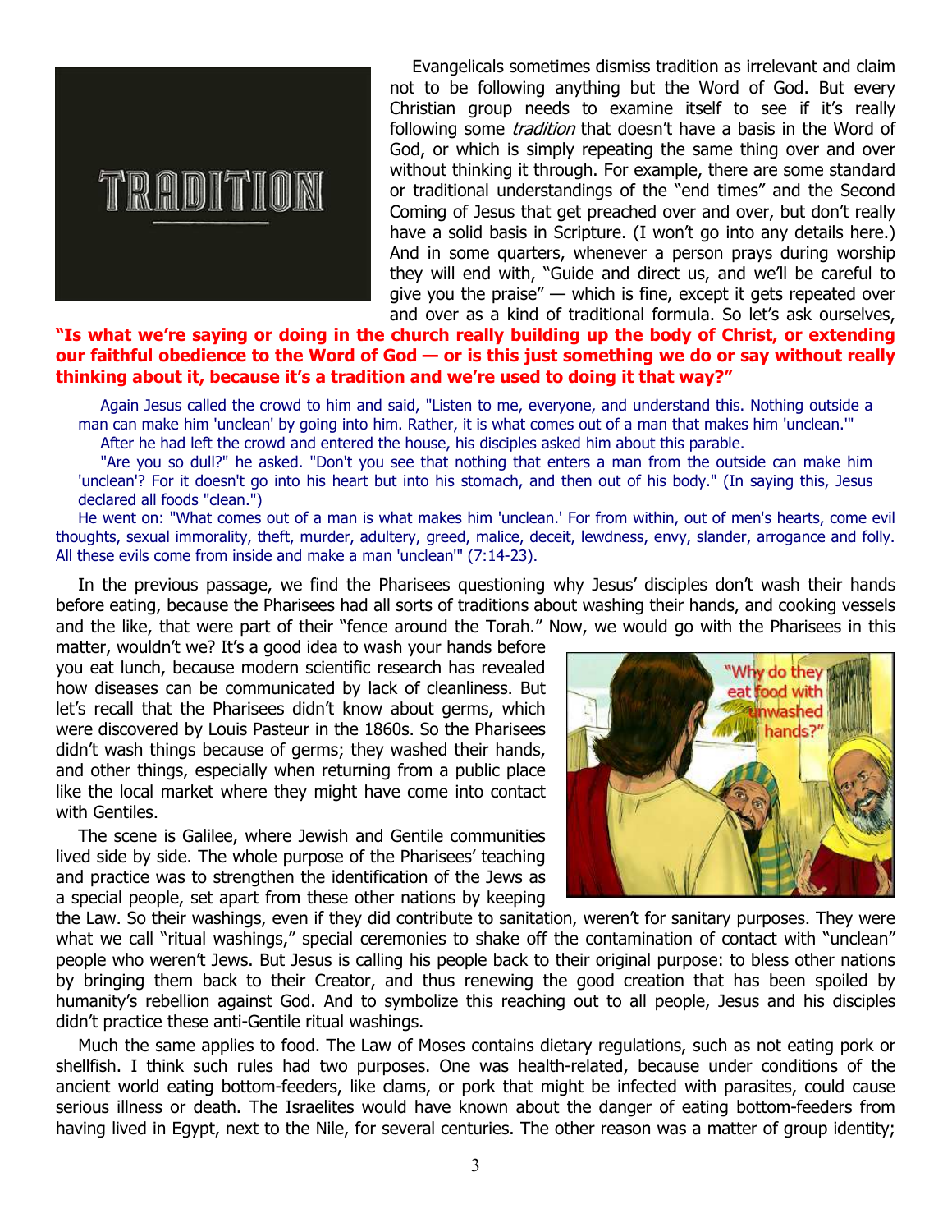Evangelicals sometimes dismiss tradition as irrelevant and claim not to be following anything but the Word of God. But every Christian group needs to examine itself to see if it's really following some *tradition* that doesn't have a basis in the Word of God, or which is simply repeating the same thing over and over without thinking it through. For example, there are some standard or traditional understandings of the "end times" and the Second Coming of Jesus that get preached over and over, but don't really have a solid basis in Scripture. (I won't go into any details here.) And in some quarters, whenever a person prays during worship they will end with, "Guide and direct us, and we'll be careful to give you the praise" — which is fine, except it gets repeated over and over as a kind of traditional formula. So let's ask ourselves, **"Is what we're saying or doing in the church really building up the body of Christ, or extending our faithful obedience to the Word of God — or is this just something we do or say without really thinking about it, because it's a tradition and we're used to doing it that way?"**

> Again Jesus called the crowd to him and said, "Listen to me, everyone, and understand this. Nothing outside a man can make him 'unclean' by going into him. Rather, it is what comes out of a man that makes him 'unclean.'"
>
> After he had left the crowd and entered the house, his disciples asked him about this parable.
>
> "Are you so dull?" he asked. "Don't you see that nothing that enters a man from the outside can make him 'unclean'? For it doesn't go into his heart but into his stomach, and then out of his body." (In saying this, Jesus declared all foods "clean.")
>
> He went on: "What comes out of a man is what makes him 'unclean.' For from within, out of men's hearts, come evil thoughts, sexual immorality, theft, murder, adultery, greed, malice, deceit, lewdness, envy, slander, arrogance and folly. All these evils come from inside and make a man 'unclean'" (7:14-23).

In the previous passage, we find the Pharisees questioning why Jesus' disciples don't wash their hands before eating, because the Pharisees had all sorts of traditions about washing their hands, and cooking vessels and the like, that were part of their "fence around the Torah." Now, we would go with the Pharisees in this matter, wouldn't we? It's a good idea to wash your hands before you eat lunch, because modern scientific research has revealed how diseases can be communicated by lack of cleanliness. But let's recall that the Pharisees didn't know about germs, which were discovered by Louis Pasteur in the 1860s. So the Pharisees didn't wash things because of germs; they washed their hands, and other things, especially when returning from a public place like the local market where they might have come into contact with Gentiles.

The scene is Galilee, where Jewish and Gentile communities lived side by side. The whole purpose of the Pharisees' teaching and practice was to strengthen the identification of the Jews as a special people, set apart from these other nations by keeping the Law. So their washings, even if they did contribute to sanitation, weren't for sanitary purposes. They were what we call "ritual washings," special ceremonies to shake off the contamination of contact with "unclean" people who weren't Jews. But Jesus is calling his people back to their original purpose: to bless other nations by bringing them back to their Creator, and thus renewing the good creation that has been spoiled by humanity's rebellion against God. And to symbolize this reaching out to all people, Jesus and his disciples didn't practice these anti-Gentile ritual washings.

Much the same applies to food. The Law of Moses contains dietary regulations, such as not eating pork or shellfish. I think such rules had two purposes. One was health-related, because under conditions of the ancient world eating bottom-feeders, like clams, or pork that might be infected with parasites, could cause serious illness or death. The Israelites would have known about the danger of eating bottom-feeders from having lived in Egypt, next to the Nile, for several centuries. The other reason was a matter of group identity;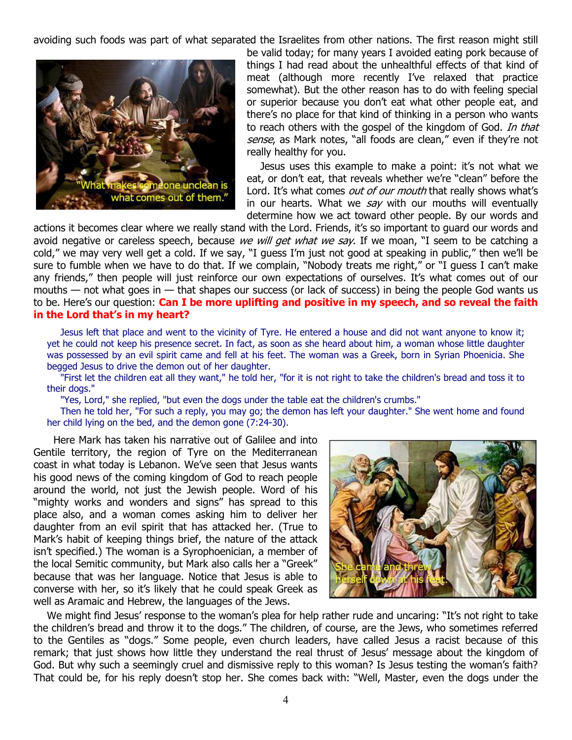avoiding such foods was part of what separated the Israelites from other nations. The first reason might still be valid today; for many years I avoided eating pork because of things I had read about the unhealthful effects of that kind of meat (although more recently I've relaxed that practice somewhat). But the other reason has to do with feeling special or superior because you don't eat what other people eat, and there's no place for that kind of thinking in a person who wants to reach others with the gospel of the kingdom of God. *In that sense*, as Mark notes, "all foods are clean," even if they're not really healthy for you.

"What makes someone unclean is what comes out of them."

Jesus uses this example to make a point: it's not what we eat, or don't eat, that reveals whether we're "clean" before the Lord. It's what comes *out of our mouth* that really shows what's in our hearts. What we *say* with our mouths will eventually determine how we act toward other people. By our words and actions it becomes clear where we really stand with the Lord. Friends, it's so important to guard our words and avoid negative or careless speech, because *we will get what we say*. If we moan, "I seem to be catching a cold," we may very well get a cold. If we say, "I guess I'm just not good at speaking in public," then we'll be sure to fumble when we have to do that. If we complain, "Nobody treats me right," or "I guess I can't make any friends," then people will just reinforce our own expectations of ourselves. It's what comes out of our mouths — not what goes in — that shapes our success (or lack of success) in being the people God wants us to be. Here's our question: **Can I be more uplifting and positive in my speech, and so reveal the faith in the Lord that's in my heart?**

> Jesus left that place and went to the vicinity of Tyre. He entered a house and did not want anyone to know it; yet he could not keep his presence secret. In fact, as soon as she heard about him, a woman whose little daughter was possessed by an evil spirit came and fell at his feet. The woman was a Greek, born in Syrian Phoenicia. She begged Jesus to drive the demon out of her daughter.
>
> "First let the children eat all they want," he told her, "for it is not right to take the children's bread and toss it to their dogs."
>
> "Yes, Lord," she replied, "but even the dogs under the table eat the children's crumbs."
>
> Then he told her, "For such a reply, you may go; the demon has left your daughter." She went home and found her child lying on the bed, and the demon gone (7:24-30).

Here Mark has taken his narrative out of Galilee and into Gentile territory, the region of Tyre on the Mediterranean coast in what today is Lebanon. We've seen that Jesus wants his good news of the coming kingdom of God to reach people around the world, not just the Jewish people. Word of his "mighty works and wonders and signs" has spread to this place also, and a woman comes asking him to deliver her daughter from an evil spirit that has attacked her. (True to Mark's habit of keeping things brief, the nature of the attack isn't specified.) The woman is a Syrophoenician, a member of the local Semitic community, but Mark also calls her a "Greek" because that was her language. Notice that Jesus is able to converse with her, so it's likely that he could speak Greek as well as Aramaic and Hebrew, the languages of the Jews.

She came and threw herself down at his feet.

We might find Jesus' response to the woman's plea for help rather rude and uncaring: "It's not right to take the children's bread and throw it to the dogs." The children, of course, are the Jews, who sometimes referred to the Gentiles as "dogs." Some people, even church leaders, have called Jesus a racist because of this remark; that just shows how little they understand the real thrust of Jesus' message about the kingdom of God. But why such a seemingly cruel and dismissive reply to this woman? Is Jesus testing the woman's faith? That could be, for his reply doesn't stop her. She comes back with: "Well, Master, even the dogs under the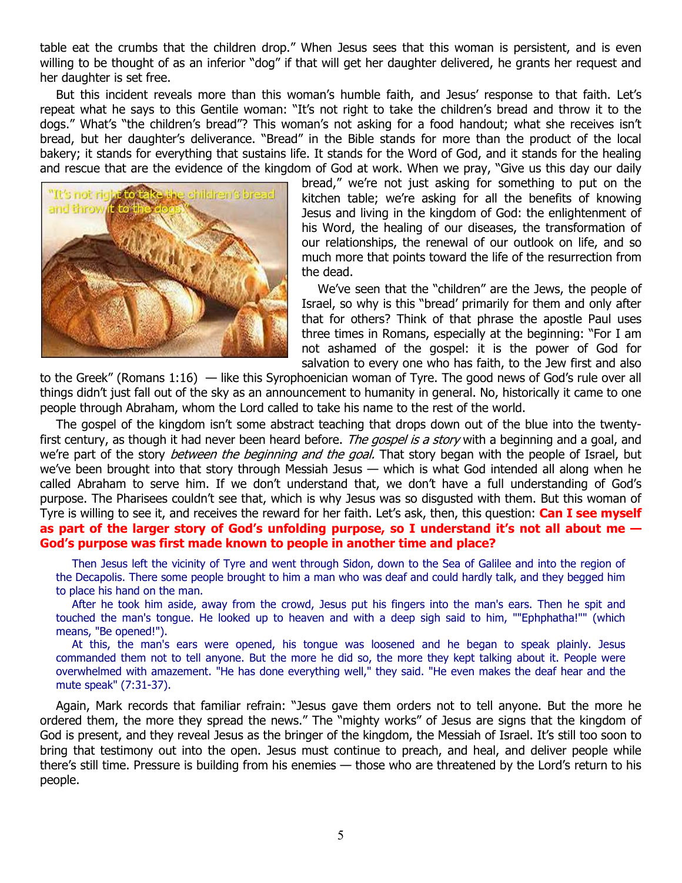table eat the crumbs that the children drop." When Jesus sees that this woman is persistent, and is even willing to be thought of as an inferior "dog" if that will get her daughter delivered, he grants her request and her daughter is set free.

But this incident reveals more than this woman's humble faith, and Jesus' response to that faith. Let's repeat what he says to this Gentile woman: "It's not right to take the children's bread and throw it to the dogs." What's "the children's bread"? This woman's not asking for a food handout; what she receives isn't bread, but her daughter's deliverance. "Bread" in the Bible stands for more than the product of the local bakery; it stands for everything that sustains life. It stands for the Word of God, and it stands for the healing and rescue that are the evidence of the kingdom of God at work. When we pray, "Give us this day our daily bread," we're not just asking for something to put on the kitchen table; we're asking for all the benefits of knowing Jesus and living in the kingdom of God: the enlightenment of his Word, the healing of our diseases, the transformation of our relationships, the renewal of our outlook on life, and so much more that points toward the life of the resurrection from the dead.

We've seen that the "children" are the Jews, the people of Israel, so why is this "bread' primarily for them and only after that for others? Think of that phrase the apostle Paul uses three times in Romans, especially at the beginning: "For I am not ashamed of the gospel: it is the power of God for salvation to every one who has faith, to the Jew first and also to the Greek" (Romans 1:16) — like this Syrophoenician woman of Tyre. The good news of God's rule over all things didn't just fall out of the sky as an announcement to humanity in general. No, historically it came to one people through Abraham, whom the Lord called to take his name to the rest of the world.

The gospel of the kingdom isn't some abstract teaching that drops down out of the blue into the twenty-first century, as though it had never been heard before. *The gospel is a story* with a beginning and a goal, and we're part of the story *between the beginning and the goal.* That story began with the people of Israel, but we've been brought into that story through Messiah Jesus — which is what God intended all along when he called Abraham to serve him. If we don't understand that, we don't have a full understanding of God's purpose. The Pharisees couldn't see that, which is why Jesus was so disgusted with them. But this woman of Tyre is willing to see it, and receives the reward for her faith. Let's ask, then, this question: **Can I see myself as part of the larger story of God's unfolding purpose, so I understand it's not all about me — God's purpose was first made known to people in another time and place?**

> Then Jesus left the vicinity of Tyre and went through Sidon, down to the Sea of Galilee and into the region of the Decapolis. There some people brought to him a man who was deaf and could hardly talk, and they begged him to place his hand on the man.
>
> After he took him aside, away from the crowd, Jesus put his fingers into the man's ears. Then he spit and touched the man's tongue. He looked up to heaven and with a deep sigh said to him, ""Ephphatha!"" (which means, "Be opened!").
>
> At this, the man's ears were opened, his tongue was loosened and he began to speak plainly. Jesus commanded them not to tell anyone. But the more he did so, the more they kept talking about it. People were overwhelmed with amazement. "He has done everything well," they said. "He even makes the deaf hear and the mute speak" (7:31-37).

Again, Mark records that familiar refrain: "Jesus gave them orders not to tell anyone. But the more he ordered them, the more they spread the news." The "mighty works" of Jesus are signs that the kingdom of God is present, and they reveal Jesus as the bringer of the kingdom, the Messiah of Israel. It's still too soon to bring that testimony out into the open. Jesus must continue to preach, and heal, and deliver people while there's still time. Pressure is building from his enemies — those who are threatened by the Lord's return to his people.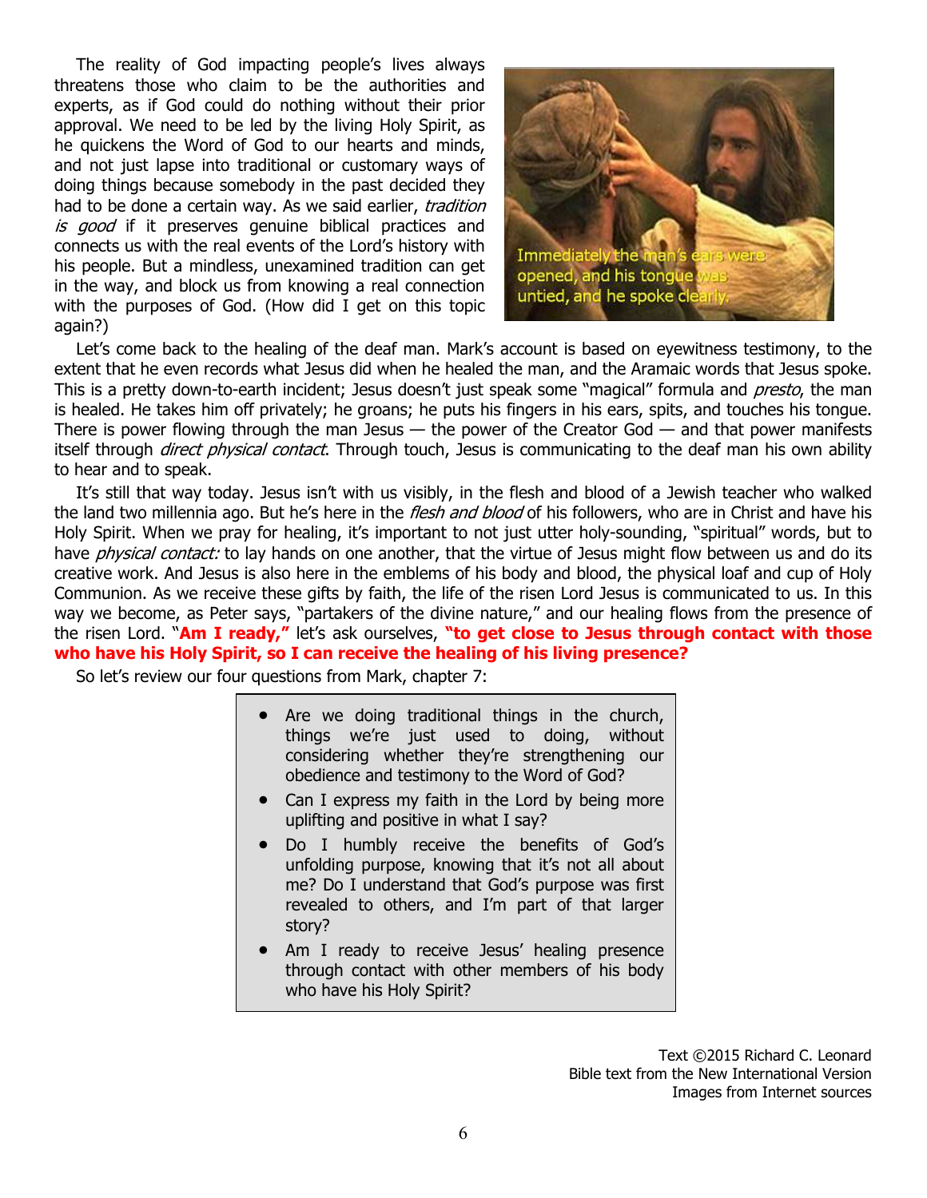The reality of God impacting people's lives always threatens those who claim to be the authorities and experts, as if God could do nothing without their prior approval. We need to be led by the living Holy Spirit, as he quickens the Word of God to our hearts and minds, and not just lapse into traditional or customary ways of doing things because somebody in the past decided they had to be done a certain way. As we said earlier, *tradition is good* if it preserves genuine biblical practices and connects us with the real events of the Lord's history with his people. But a mindless, unexamined tradition can get in the way, and block us from knowing a real connection with the purposes of God. (How did I get on this topic again?)

Let's come back to the healing of the deaf man. Mark's account is based on eyewitness testimony, to the extent that he even records what Jesus did when he healed the man, and the Aramaic words that Jesus spoke. This is a pretty down-to-earth incident; Jesus doesn't just speak some "magical" formula and *presto*, the man is healed. He takes him off privately; he groans; he puts his fingers in his ears, spits, and touches his tongue. There is power flowing through the man Jesus — the power of the Creator God — and that power manifests itself through *direct physical contact*. Through touch, Jesus is communicating to the deaf man his own ability to hear and to speak.

It's still that way today. Jesus isn't with us visibly, in the flesh and blood of a Jewish teacher who walked the land two millennia ago. But he's here in the *flesh and blood* of his followers, who are in Christ and have his Holy Spirit. When we pray for healing, it's important to not just utter holy-sounding, "spiritual" words, but to have *physical contact:* to lay hands on one another, that the virtue of Jesus might flow between us and do its creative work. And Jesus is also here in the emblems of his body and blood, the physical loaf and cup of Holy Communion. As we receive these gifts by faith, the life of the risen Lord Jesus is communicated to us. In this way we become, as Peter says, "partakers of the divine nature," and our healing flows from the presence of the risen Lord. "**Am I ready,"** let's ask ourselves, **"to get close to Jesus through contact with those who have his Holy Spirit, so I can receive the healing of his living presence?**

So let's review our four questions from Mark, chapter 7:

- Are we doing traditional things in the church, things we're just used to doing, without considering whether they're strengthening our obedience and testimony to the Word of God?
- Can I express my faith in the Lord by being more uplifting and positive in what I say?
- Do I humbly receive the benefits of God's unfolding purpose, knowing that it's not all about me? Do I understand that God's purpose was first revealed to others, and I'm part of that larger story?
- Am I ready to receive Jesus' healing presence through contact with other members of his body who have his Holy Spirit?

Text ©2015 Richard C. Leonard
Bible text from the New International Version
Images from Internet sources